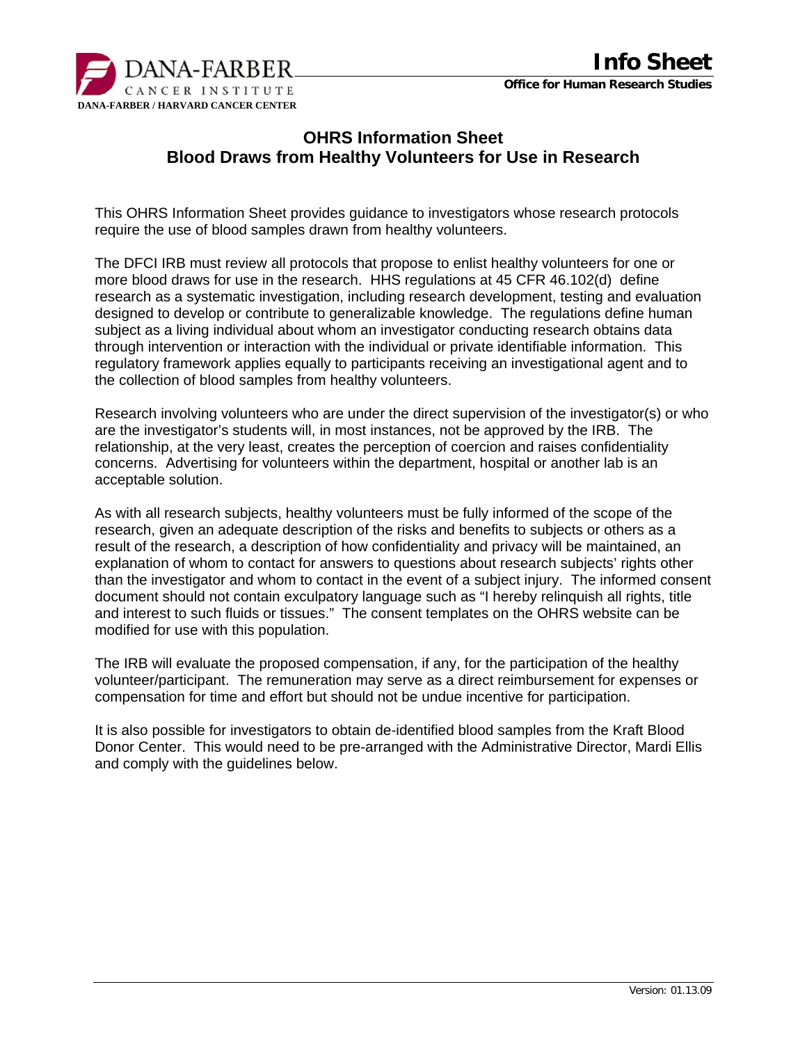# OHRS Information Sheet
## Blood Draws from Healthy Volunteers for Use in Research

This OHRS Information Sheet provides guidance to investigators whose research protocols require the use of blood samples drawn from healthy volunteers.

The DFCI IRB must review all protocols that propose to enlist healthy volunteers for one or more blood draws for use in the research. HHS regulations at 45 CFR 46.102(d) define research as a systematic investigation, including research development, testing and evaluation designed to develop or contribute to generalizable knowledge. The regulations define human subject as a living individual about whom an investigator conducting research obtains data through intervention or interaction with the individual or private identifiable information. This regulatory framework applies equally to participants receiving an investigational agent and to the collection of blood samples from healthy volunteers.

Research involving volunteers who are under the direct supervision of the investigator(s) or who are the investigator's students will, in most instances, not be approved by the IRB. The relationship, at the very least, creates the perception of coercion and raises confidentiality concerns. Advertising for volunteers within the department, hospital or another lab is an acceptable solution.

As with all research subjects, healthy volunteers must be fully informed of the scope of the research, given an adequate description of the risks and benefits to subjects or others as a result of the research, a description of how confidentiality and privacy will be maintained, an explanation of whom to contact for answers to questions about research subjects' rights other than the investigator and whom to contact in the event of a subject injury. The informed consent document should not contain exculpatory language such as "I hereby relinquish all rights, title and interest to such fluids or tissues." The consent templates on the OHRS website can be modified for use with this population.

The IRB will evaluate the proposed compensation, if any, for the participation of the healthy volunteer/participant. The remuneration may serve as a direct reimbursement for expenses or compensation for time and effort but should not be undue incentive for participation.

It is also possible for investigators to obtain de-identified blood samples from the Kraft Blood Donor Center. This would need to be pre-arranged with the Administrative Director, Mardi Ellis and comply with the guidelines below.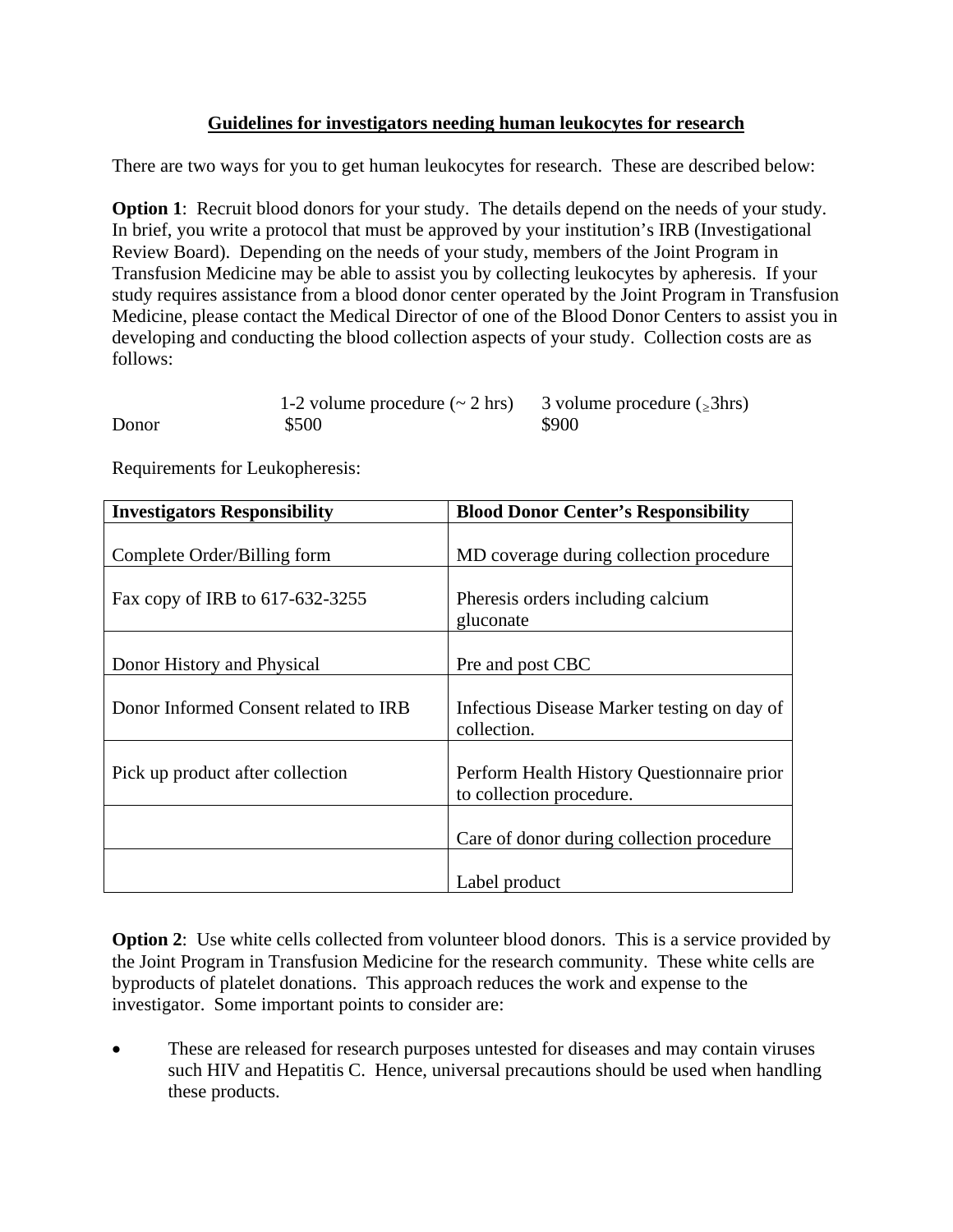## Guidelines for investigators needing human leukocytes for research

There are two ways for you to get human leukocytes for research. These are described below:

**Option 1**: Recruit blood donors for your study. The details depend on the needs of your study. In brief, you write a protocol that must be approved by your institution's IRB (Investigational Review Board). Depending on the needs of your study, members of the Joint Program in Transfusion Medicine may be able to assist you by collecting leukocytes by apheresis. If your study requires assistance from a blood donor center operated by the Joint Program in Transfusion Medicine, please contact the Medical Director of one of the Blood Donor Centers to assist you in developing and conducting the blood collection aspects of your study. Collection costs are as follows:

| | 1-2 volume procedure (~ 2 hrs) | 3 volume procedure (≥3hrs) |
|---|---|---|
| Donor | $500 | $900 |

Requirements for Leukopheresis:

| Investigators Responsibility | Blood Donor Center's Responsibility |
|---|---|
| Complete Order/Billing form | MD coverage during collection procedure |
| Fax copy of IRB to 617-632-3255 | Pheresis orders including calcium gluconate |
| Donor History and Physical | Pre and post CBC |
| Donor Informed Consent related to IRB | Infectious Disease Marker testing on day of collection. |
| Pick up product after collection | Perform Health History Questionnaire prior to collection procedure. |
| | Care of donor during collection procedure |
| | Label product |

**Option 2**: Use white cells collected from volunteer blood donors. This is a service provided by the Joint Program in Transfusion Medicine for the research community. These white cells are byproducts of platelet donations. This approach reduces the work and expense to the investigator. Some important points to consider are:

- These are released for research purposes untested for diseases and may contain viruses such HIV and Hepatitis C. Hence, universal precautions should be used when handling these products.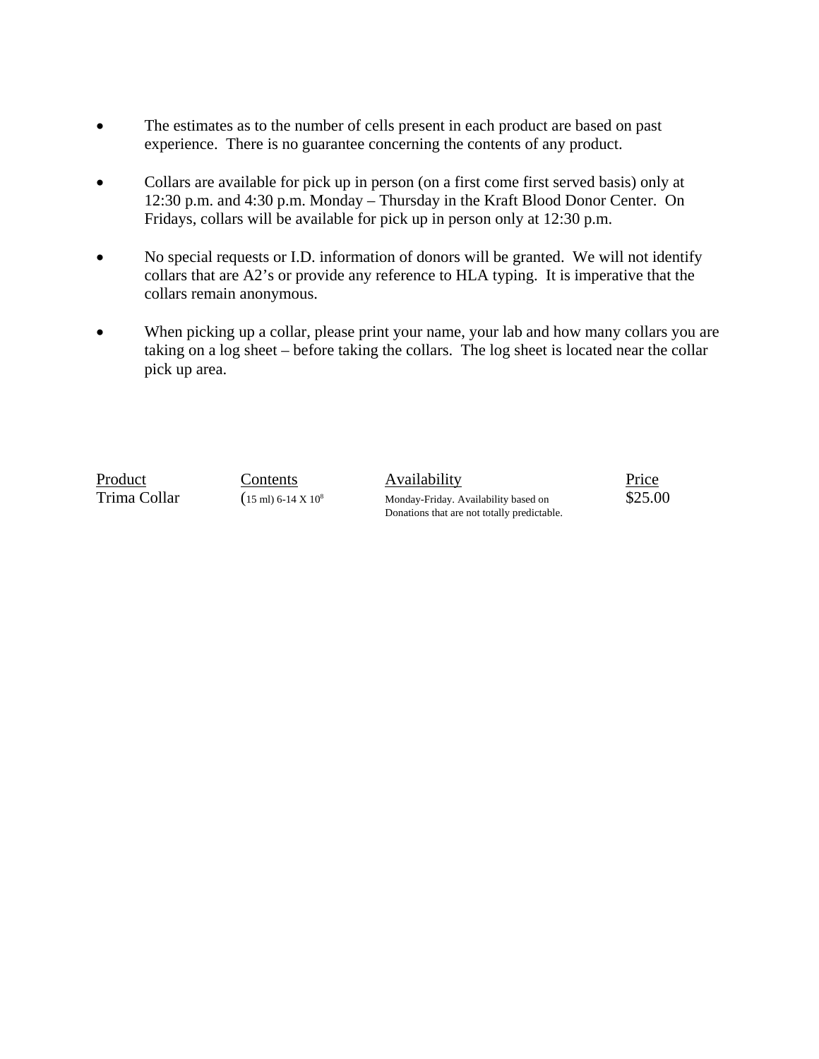- The estimates as to the number of cells present in each product are based on past experience. There is no guarantee concerning the contents of any product.

- Collars are available for pick up in person (on a first come first served basis) only at 12:30 p.m. and 4:30 p.m. Monday – Thursday in the Kraft Blood Donor Center. On Fridays, collars will be available for pick up in person only at 12:30 p.m.

- No special requests or I.D. information of donors will be granted. We will not identify collars that are A2's or provide any reference to HLA typing. It is imperative that the collars remain anonymous.

- When picking up a collar, please print your name, your lab and how many collars you are taking on a log sheet – before taking the collars. The log sheet is located near the collar pick up area.

| Product | Contents | Availability | Price |
|---|---|---|---|
| Trima Collar | (15 ml) 6-14 X $10^8$ | Monday-Friday. Availability based on Donations that are not totally predictable. | $25.00 |